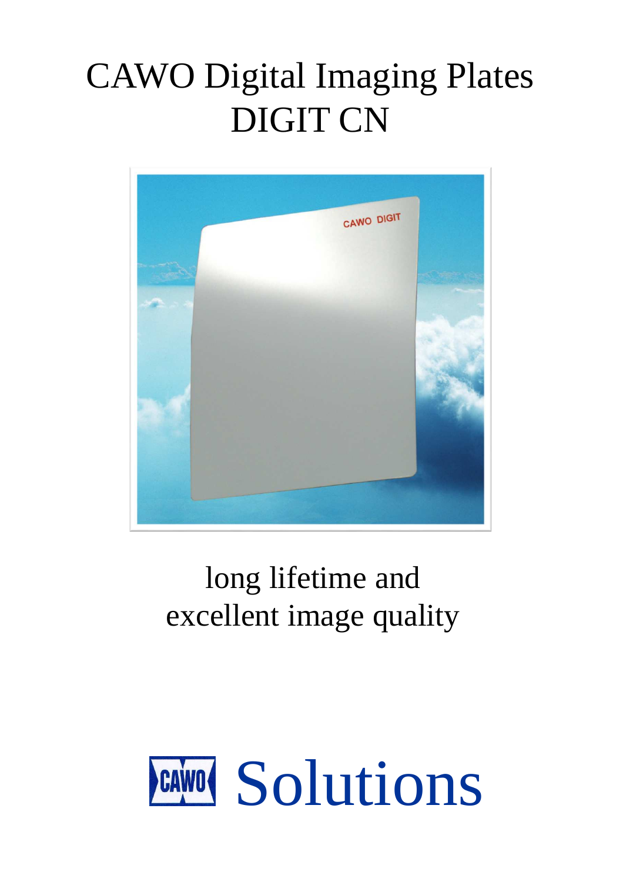# CAWO Digital Imaging Plates
# DIGIT CN

long lifetime and
excellent image quality

CAWO Solutions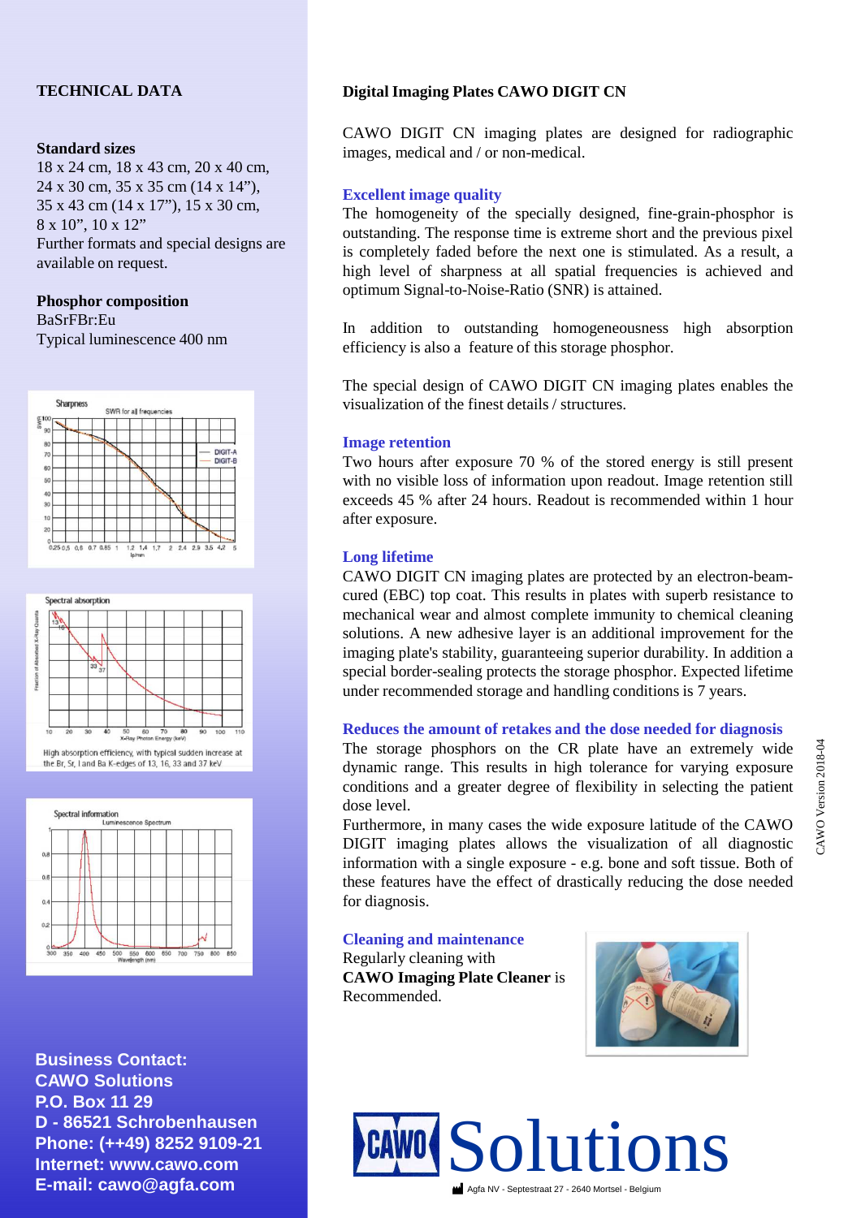## TECHNICAL DATA

**Standard sizes**
18 x 24 cm, 18 x 43 cm, 20 x 40 cm, 24 x 30 cm, 35 x 35 cm (14 x 14"), 35 x 43 cm (14 x 17"), 15 x 30 cm, 8 x 10", 10 x 12"
Further formats and special designs are available on request.

**Phosphor composition**
BaSrFBr:Eu
Typical luminescence 400 nm

Sharpness
SWR for all frequencies
SWR
100
90
80
70
60
50
40
30
20
10
0
DIGIT-A
DIGIT-B
0.25 0.5 0.6 0.7 0.85 1 1.2 1.4 1.7 2 2.4 2.9 3.5 4.2 5
lp/mm

Spectral absorption
Fraction of Absorbed X-Ray Quanta
13
16
33
37
10 20 30 40 50 60 70 80 90 100 110
X-Ray Photon Energy (keV)

High absorption efficiency, with typical sudden increase at the Br, Sr, I and Ba K-edges of 13, 16, 33 and 37 keV

Spectral information
Luminescence Spectrum
1
0.8
0.6
0.4
0.2
0
300 350 400 450 500 550 600 650 700 750 800 850
Wavelength (nm)

**Business Contact:**
**CAWO Solutions**
**P.O. Box 11 29**
**D - 86521 Schrobenhausen**
**Phone: (++49) 8252 9109-21**
**Internet: www.cawo.com**
**E-mail: cawo@agfa.com**

## Digital Imaging Plates CAWO DIGIT CN

CAWO DIGIT CN imaging plates are designed for radiographic images, medical and / or non-medical.

### Excellent image quality

The homogeneity of the specially designed, fine-grain-phosphor is outstanding. The response time is extreme short and the previous pixel is completely faded before the next one is stimulated. As a result, a high level of sharpness at all spatial frequencies is achieved and optimum Signal-to-Noise-Ratio (SNR) is attained.

In addition to outstanding homogeneousness high absorption efficiency is also a feature of this storage phosphor.

The special design of CAWO DIGIT CN imaging plates enables the visualization of the finest details / structures.

### Image retention

Two hours after exposure 70 % of the stored energy is still present with no visible loss of information upon readout. Image retention still exceeds 45 % after 24 hours. Readout is recommended within 1 hour after exposure.

### Long lifetime

CAWO DIGIT CN imaging plates are protected by an electron-beam-cured (EBC) top coat. This results in plates with superb resistance to mechanical wear and almost complete immunity to chemical cleaning solutions. A new adhesive layer is an additional improvement for the imaging plate's stability, guaranteeing superior durability. In addition a special border-sealing protects the storage phosphor. Expected lifetime under recommended storage and handling conditions is 7 years.

### Reduces the amount of retakes and the dose needed for diagnosis

The storage phosphors on the CR plate have an extremely wide dynamic range. This results in high tolerance for varying exposure conditions and a greater degree of flexibility in selecting the patient dose level.
Furthermore, in many cases the wide exposure latitude of the CAWO DIGIT imaging plates allows the visualization of all diagnostic information with a single exposure - e.g. bone and soft tissue. Both of these features have the effect of drastically reducing the dose needed for diagnosis.

### Cleaning and maintenance

Regularly cleaning with **CAWO Imaging Plate Cleaner** is Recommended.

CAWO Solutions

Agfa NV - Septestraat 27 - 2640 Mortsel - Belgium

CAWO Version 2018-04